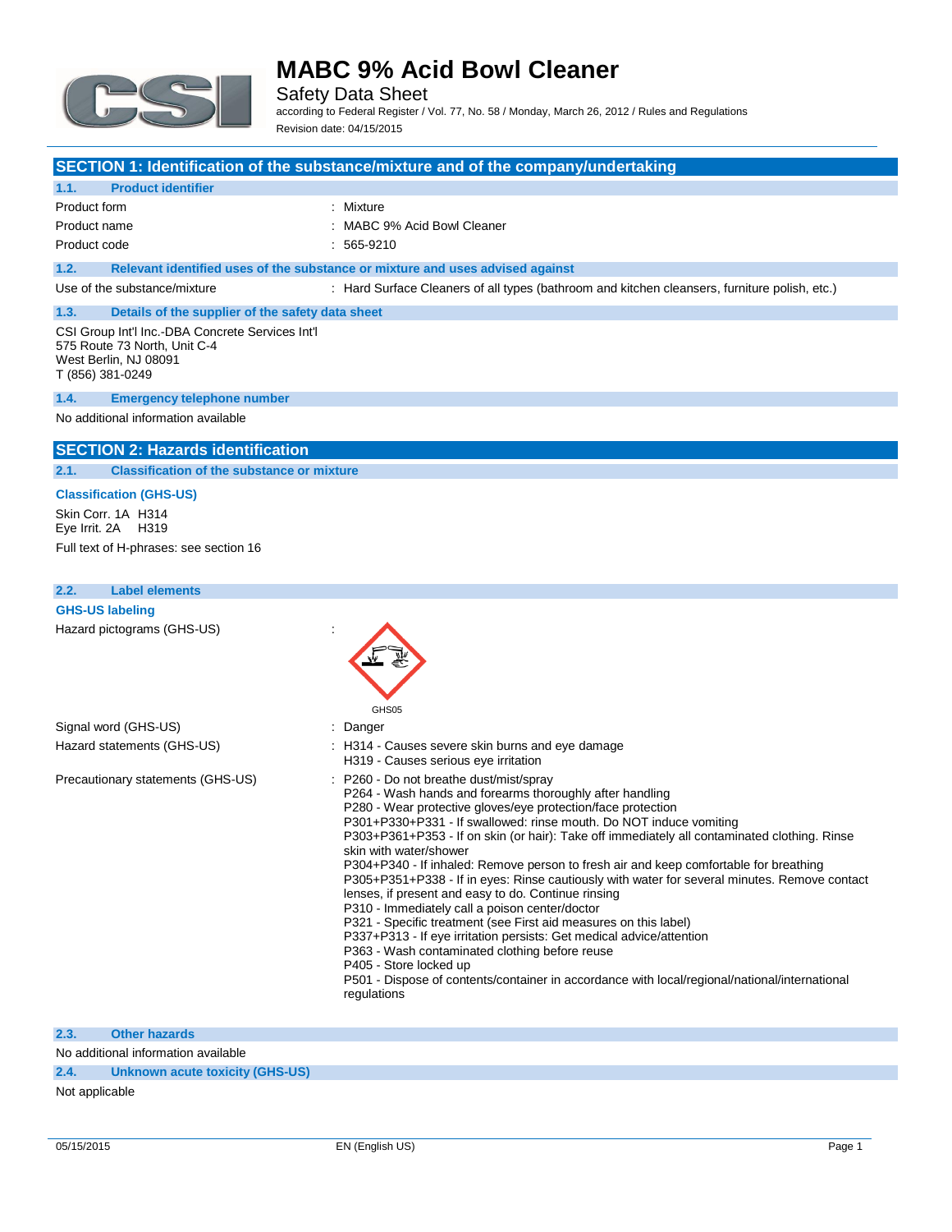# MABC 9% Acid Bowl Cleaner

Safety Data Sheet

according to Federal Register / Vol. 77, No. 58 / Monday, March 26, 2012 / Rules and Regulations

Revision date: 04/15/2015

## SECTION 1: Identification of the substance/mixture and of the company/undertaking

### 1.1. Product identifier

Product form : Mixture

Product name : MABC 9% Acid Bowl Cleaner

Product code : 565-9210

### 1.2. Relevant identified uses of the substance or mixture and uses advised against

Use of the substance/mixture : Hard Surface Cleaners of all types (bathroom and kitchen cleansers, furniture polish, etc.)

### 1.3. Details of the supplier of the safety data sheet

CSI Group Int'l Inc.-DBA Concrete Services Int'l
575 Route 73 North, Unit C-4
West Berlin, NJ 08091
T (856) 381-0249

### 1.4. Emergency telephone number

No additional information available

## SECTION 2: Hazards identification

### 2.1. Classification of the substance or mixture

**Classification (GHS-US)**

Skin Corr. 1A H314
Eye Irrit. 2A H319

Full text of H-phrases: see section 16

### 2.2. Label elements

**GHS-US labeling**

Hazard pictograms (GHS-US) :

GHS05

Signal word (GHS-US) : Danger

Hazard statements (GHS-US) :
H314 - Causes severe skin burns and eye damage
H319 - Causes serious eye irritation

Precautionary statements (GHS-US) :
P260 - Do not breathe dust/mist/spray
P264 - Wash hands and forearms thoroughly after handling
P280 - Wear protective gloves/eye protection/face protection
P301+P330+P331 - If swallowed: rinse mouth. Do NOT induce vomiting
P303+P361+P353 - If on skin (or hair): Take off immediately all contaminated clothing. Rinse skin with water/shower
P304+P340 - If inhaled: Remove person to fresh air and keep comfortable for breathing
P305+P351+P338 - If in eyes: Rinse cautiously with water for several minutes. Remove contact lenses, if present and easy to do. Continue rinsing
P310 - Immediately call a poison center/doctor
P321 - Specific treatment (see First aid measures on this label)
P337+P313 - If eye irritation persists: Get medical advice/attention
P363 - Wash contaminated clothing before reuse
P405 - Store locked up
P501 - Dispose of contents/container in accordance with local/regional/national/international regulations

### 2.3. Other hazards

No additional information available

### 2.4. Unknown acute toxicity (GHS-US)

Not applicable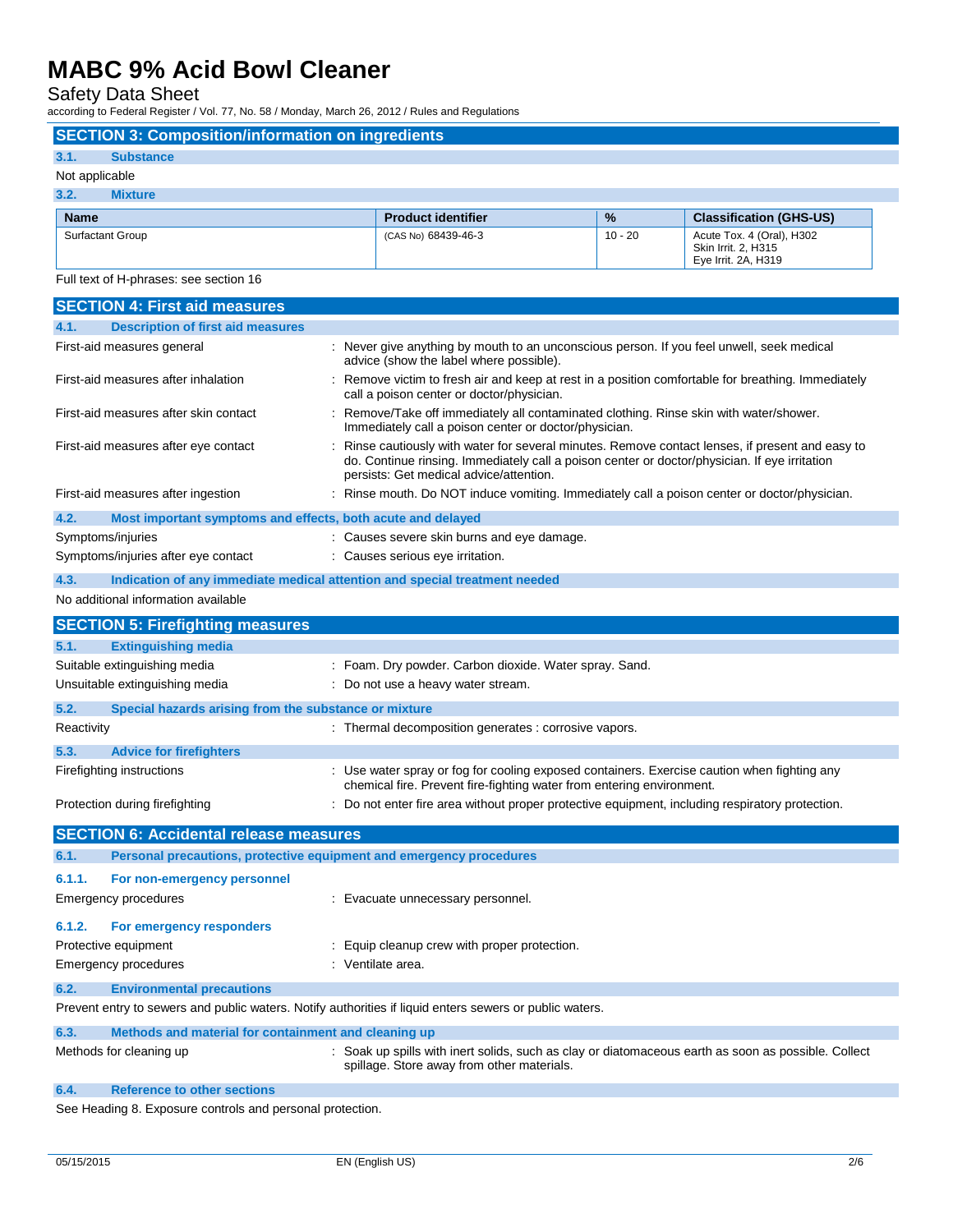## SECTION 3: Composition/information on ingredients

### 3.1. Substance

Not applicable

### 3.2. Mixture

| Name | Product identifier | % | Classification (GHS-US) |
|---|---|---|---|
| Surfactant Group | (CAS No) 68439-46-3 | 10 - 20 | Acute Tox. 4 (Oral), H302<br>Skin Irrit. 2, H315<br>Eye Irrit. 2A, H319 |

Full text of H-phrases: see section 16

## SECTION 4: First aid measures

### 4.1. Description of first aid measures

| | |
|---|---|
| First-aid measures general | : Never give anything by mouth to an unconscious person. If you feel unwell, seek medical advice (show the label where possible). |
| First-aid measures after inhalation | : Remove victim to fresh air and keep at rest in a position comfortable for breathing. Immediately call a poison center or doctor/physician. |
| First-aid measures after skin contact | : Remove/Take off immediately all contaminated clothing. Rinse skin with water/shower. Immediately call a poison center or doctor/physician. |
| First-aid measures after eye contact | : Rinse cautiously with water for several minutes. Remove contact lenses, if present and easy to do. Continue rinsing. Immediately call a poison center or doctor/physician. If eye irritation persists: Get medical advice/attention. |
| First-aid measures after ingestion | : Rinse mouth. Do NOT induce vomiting. Immediately call a poison center or doctor/physician. |

### 4.2. Most important symptoms and effects, both acute and delayed

| | |
|---|---|
| Symptoms/injuries | : Causes severe skin burns and eye damage. |
| Symptoms/injuries after eye contact | : Causes serious eye irritation. |

### 4.3. Indication of any immediate medical attention and special treatment needed

No additional information available

## SECTION 5: Firefighting measures

### 5.1. Extinguishing media

| | |
|---|---|
| Suitable extinguishing media | : Foam. Dry powder. Carbon dioxide. Water spray. Sand. |
| Unsuitable extinguishing media | : Do not use a heavy water stream. |

### 5.2. Special hazards arising from the substance or mixture

| | |
|---|---|
| Reactivity | : Thermal decomposition generates : corrosive vapors. |

### 5.3. Advice for firefighters

| | |
|---|---|
| Firefighting instructions | : Use water spray or fog for cooling exposed containers. Exercise caution when fighting any chemical fire. Prevent fire-fighting water from entering environment. |
| Protection during firefighting | : Do not enter fire area without proper protective equipment, including respiratory protection. |

## SECTION 6: Accidental release measures

### 6.1. Personal precautions, protective equipment and emergency procedures

#### 6.1.1. For non-emergency personnel

| | |
|---|---|
| Emergency procedures | : Evacuate unnecessary personnel. |

#### 6.1.2. For emergency responders

| | |
|---|---|
| Protective equipment | : Equip cleanup crew with proper protection. |
| Emergency procedures | : Ventilate area. |

### 6.2. Environmental precautions

Prevent entry to sewers and public waters. Notify authorities if liquid enters sewers or public waters.

### 6.3. Methods and material for containment and cleaning up

| | |
|---|---|
| Methods for cleaning up | : Soak up spills with inert solids, such as clay or diatomaceous earth as soon as possible. Collect spillage. Store away from other materials. |

### 6.4. Reference to other sections

See Heading 8. Exposure controls and personal protection.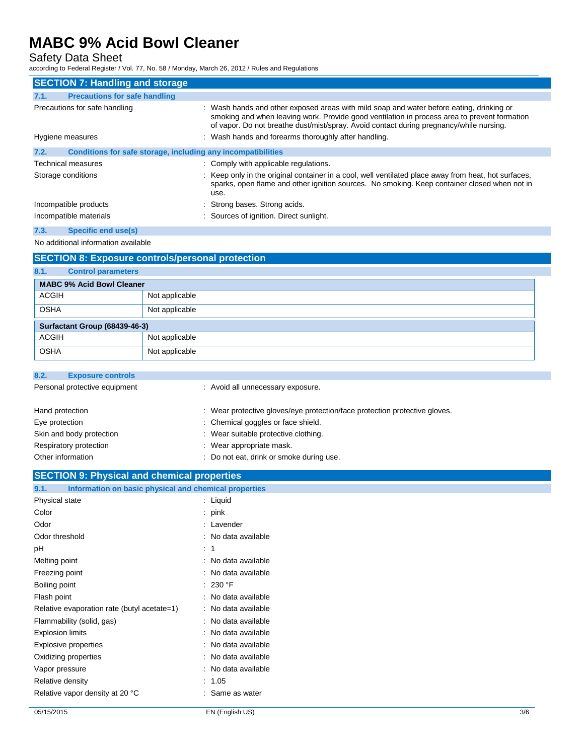## SECTION 7: Handling and storage

### 7.1. Precautions for safe handling

| | |
|---|---|
| Precautions for safe handling | : Wash hands and other exposed areas with mild soap and water before eating, drinking or smoking and when leaving work. Provide good ventilation in process area to prevent formation of vapor. Do not breathe dust/mist/spray. Avoid contact during pregnancy/while nursing. |
| Hygiene measures | : Wash hands and forearms thoroughly after handling. |

### 7.2. Conditions for safe storage, including any incompatibilities

| | |
|---|---|
| Technical measures | : Comply with applicable regulations. |
| Storage conditions | : Keep only in the original container in a cool, well ventilated place away from heat, hot surfaces, sparks, open flame and other ignition sources. No smoking. Keep container closed when not in use. |
| Incompatible products | : Strong bases. Strong acids. |
| Incompatible materials | : Sources of ignition. Direct sunlight. |

### 7.3. Specific end use(s)

No additional information available

## SECTION 8: Exposure controls/personal protection

### 8.1. Control parameters

| MABC 9% Acid Bowl Cleaner | |
|---|---|
| ACGIH | Not applicable |
| OSHA | Not applicable |

| Surfactant Group (68439-46-3) | |
|---|---|
| ACGIH | Not applicable |
| OSHA | Not applicable |

### 8.2. Exposure controls

| | |
|---|---|
| Personal protective equipment | : Avoid all unnecessary exposure. |
| Hand protection | : Wear protective gloves/eye protection/face protection protective gloves. |
| Eye protection | : Chemical goggles or face shield. |
| Skin and body protection | : Wear suitable protective clothing. |
| Respiratory protection | : Wear appropriate mask. |
| Other information | : Do not eat, drink or smoke during use. |

## SECTION 9: Physical and chemical properties

### 9.1. Information on basic physical and chemical properties

| | |
|---|---|
| Physical state | : Liquid |
| Color | : pink |
| Odor | : Lavender |
| Odor threshold | : No data available |
| pH | : 1 |
| Melting point | : No data available |
| Freezing point | : No data available |
| Boiling point | : 230 °F |
| Flash point | : No data available |
| Relative evaporation rate (butyl acetate=1) | : No data available |
| Flammability (solid, gas) | : No data available |
| Explosion limits | : No data available |
| Explosive properties | : No data available |
| Oxidizing properties | : No data available |
| Vapor pressure | : No data available |
| Relative density | : 1.05 |
| Relative vapor density at 20 °C | : Same as water |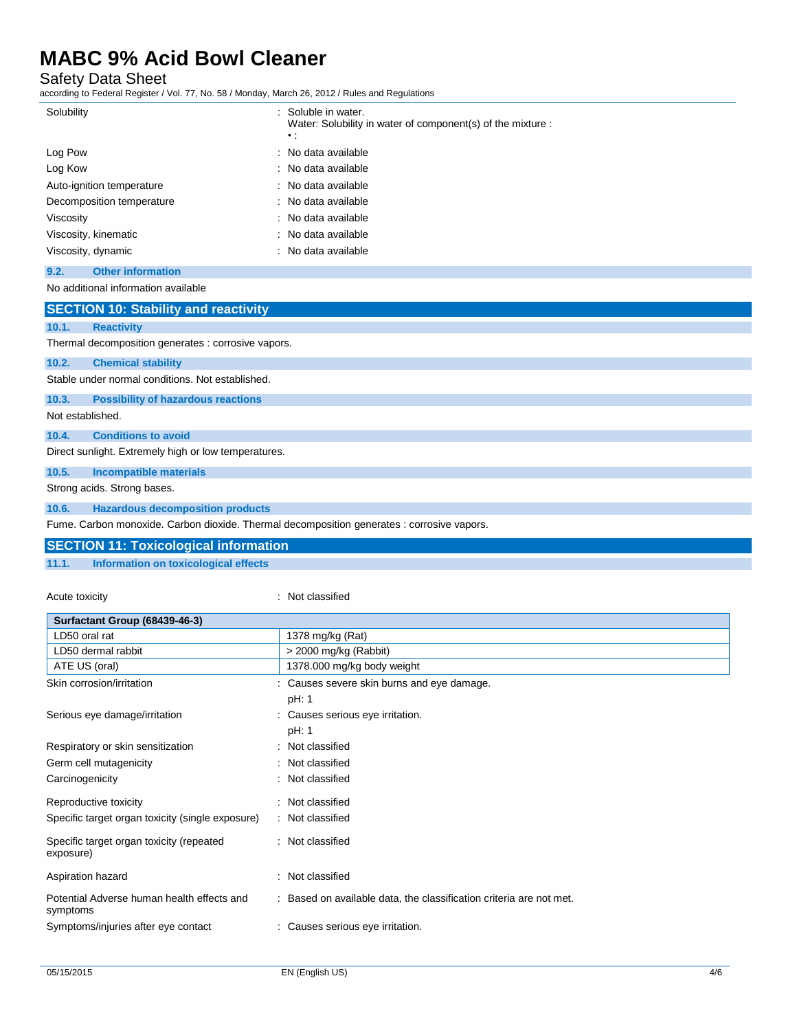| | |
|---|---|
| Solubility | : Soluble in water.<br>Water: Solubility in water of component(s) of the mixture :<br>• : |
| Log Pow | : No data available |
| Log Kow | : No data available |
| Auto-ignition temperature | : No data available |
| Decomposition temperature | : No data available |
| Viscosity | : No data available |
| Viscosity, kinematic | : No data available |
| Viscosity, dynamic | : No data available |

### 9.2. Other information

No additional information available

## SECTION 10: Stability and reactivity

### 10.1. Reactivity

Thermal decomposition generates : corrosive vapors.

### 10.2. Chemical stability

Stable under normal conditions. Not established.

### 10.3. Possibility of hazardous reactions

Not established.

### 10.4. Conditions to avoid

Direct sunlight. Extremely high or low temperatures.

### 10.5. Incompatible materials

Strong acids. Strong bases.

### 10.6. Hazardous decomposition products

Fume. Carbon monoxide. Carbon dioxide. Thermal decomposition generates : corrosive vapors.

## SECTION 11: Toxicological information

### 11.1. Information on toxicological effects

Acute toxicity : Not classified

| Surfactant Group (68439-46-3) | |
|---|---|
| LD50 oral rat | 1378 mg/kg (Rat) |
| LD50 dermal rabbit | > 2000 mg/kg (Rabbit) |
| ATE US (oral) | 1378.000 mg/kg body weight |

| | |
|---|---|
| Skin corrosion/irritation | : Causes severe skin burns and eye damage.<br>pH: 1 |
| Serious eye damage/irritation | : Causes serious eye irritation.<br>pH: 1 |
| Respiratory or skin sensitization | : Not classified |
| Germ cell mutagenicity | : Not classified |
| Carcinogenicity | : Not classified |
| Reproductive toxicity | : Not classified |
| Specific target organ toxicity (single exposure) | : Not classified |
| Specific target organ toxicity (repeated exposure) | : Not classified |
| Aspiration hazard | : Not classified |
| Potential Adverse human health effects and symptoms | : Based on available data, the classification criteria are not met. |
| Symptoms/injuries after eye contact | : Causes serious eye irritation. |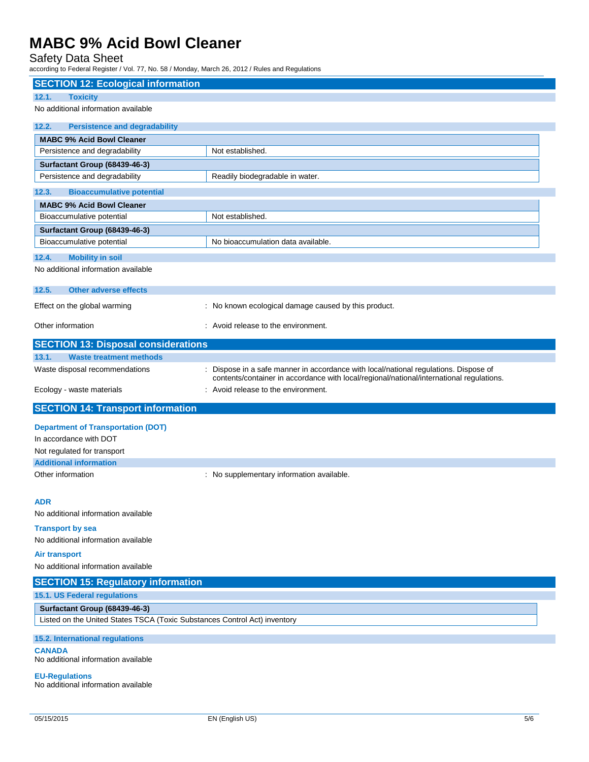## SECTION 12: Ecological information

### 12.1. Toxicity

No additional information available

### 12.2. Persistence and degradability

| MABC 9% Acid Bowl Cleaner | |
|---|---|
| Persistence and degradability | Not established. |
| **Surfactant Group (68439-46-3)** | |
| Persistence and degradability | Readily biodegradable in water. |

### 12.3. Bioaccumulative potential

| MABC 9% Acid Bowl Cleaner | |
|---|---|
| Bioaccumulative potential | Not established. |
| **Surfactant Group (68439-46-3)** | |
| Bioaccumulative potential | No bioaccumulation data available. |

### 12.4. Mobility in soil

No additional information available

### 12.5. Other adverse effects

Effect on the global warming : No known ecological damage caused by this product.

Other information : Avoid release to the environment.

## SECTION 13: Disposal considerations

### 13.1. Waste treatment methods

Waste disposal recommendations : Dispose in a safe manner in accordance with local/national regulations. Dispose of contents/container in accordance with local/regional/national/international regulations.

Ecology - waste materials : Avoid release to the environment.

## SECTION 14: Transport information

**Department of Transportation (DOT)**

In accordance with DOT

Not regulated for transport

**Additional information**

Other information : No supplementary information available.

**ADR**

No additional information available

**Transport by sea**

No additional information available

**Air transport**

No additional information available

## SECTION 15: Regulatory information

### 15.1. US Federal regulations

| Surfactant Group (68439-46-3) |
|---|
| Listed on the United States TSCA (Toxic Substances Control Act) inventory |

### 15.2. International regulations

**CANADA**

No additional information available

**EU-Regulations**

No additional information available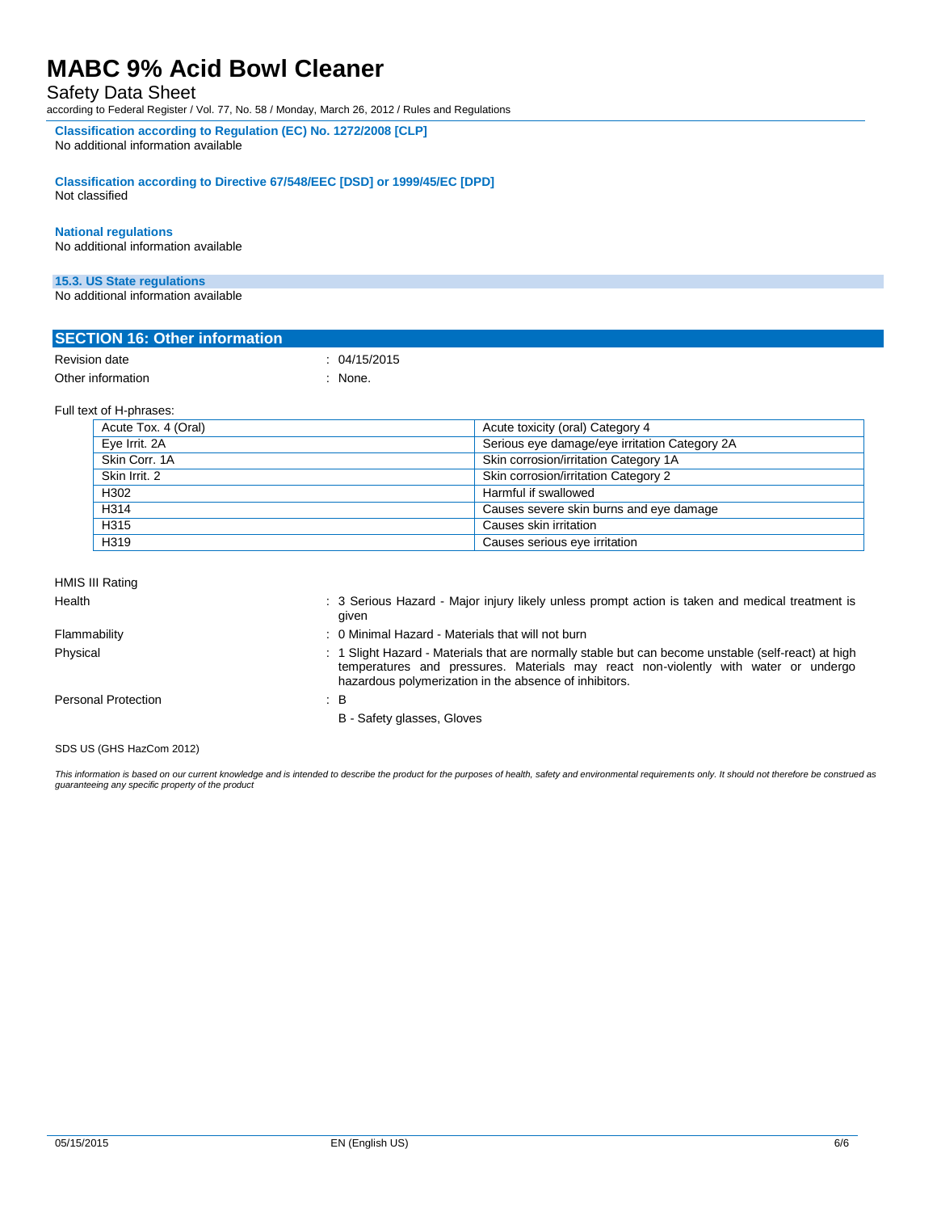**Classification according to Regulation (EC) No. 1272/2008 [CLP]**

No additional information available

**Classification according to Directive 67/548/EEC [DSD] or 1999/45/EC [DPD]**

Not classified

**National regulations**

No additional information available

### 15.3. US State regulations

No additional information available

## SECTION 16: Other information

Revision date : 04/15/2015

Other information : None.

Full text of H-phrases:

| | |
|---|---|
| Acute Tox. 4 (Oral) | Acute toxicity (oral) Category 4 |
| Eye Irrit. 2A | Serious eye damage/eye irritation Category 2A |
| Skin Corr. 1A | Skin corrosion/irritation Category 1A |
| Skin Irrit. 2 | Skin corrosion/irritation Category 2 |
| H302 | Harmful if swallowed |
| H314 | Causes severe skin burns and eye damage |
| H315 | Causes skin irritation |
| H319 | Causes serious eye irritation |

HMIS III Rating

Health : 3 Serious Hazard - Major injury likely unless prompt action is taken and medical treatment is given

Flammability : 0 Minimal Hazard - Materials that will not burn

Physical : 1 Slight Hazard - Materials that are normally stable but can become unstable (self-react) at high temperatures and pressures. Materials may react non-violently with water or undergo hazardous polymerization in the absence of inhibitors.

Personal Protection : B

B - Safety glasses, Gloves

SDS US (GHS HazCom 2012)

*This information is based on our current knowledge and is intended to describe the product for the purposes of health, safety and environmental requirements only. It should not therefore be construed as guaranteeing any specific property of the product*